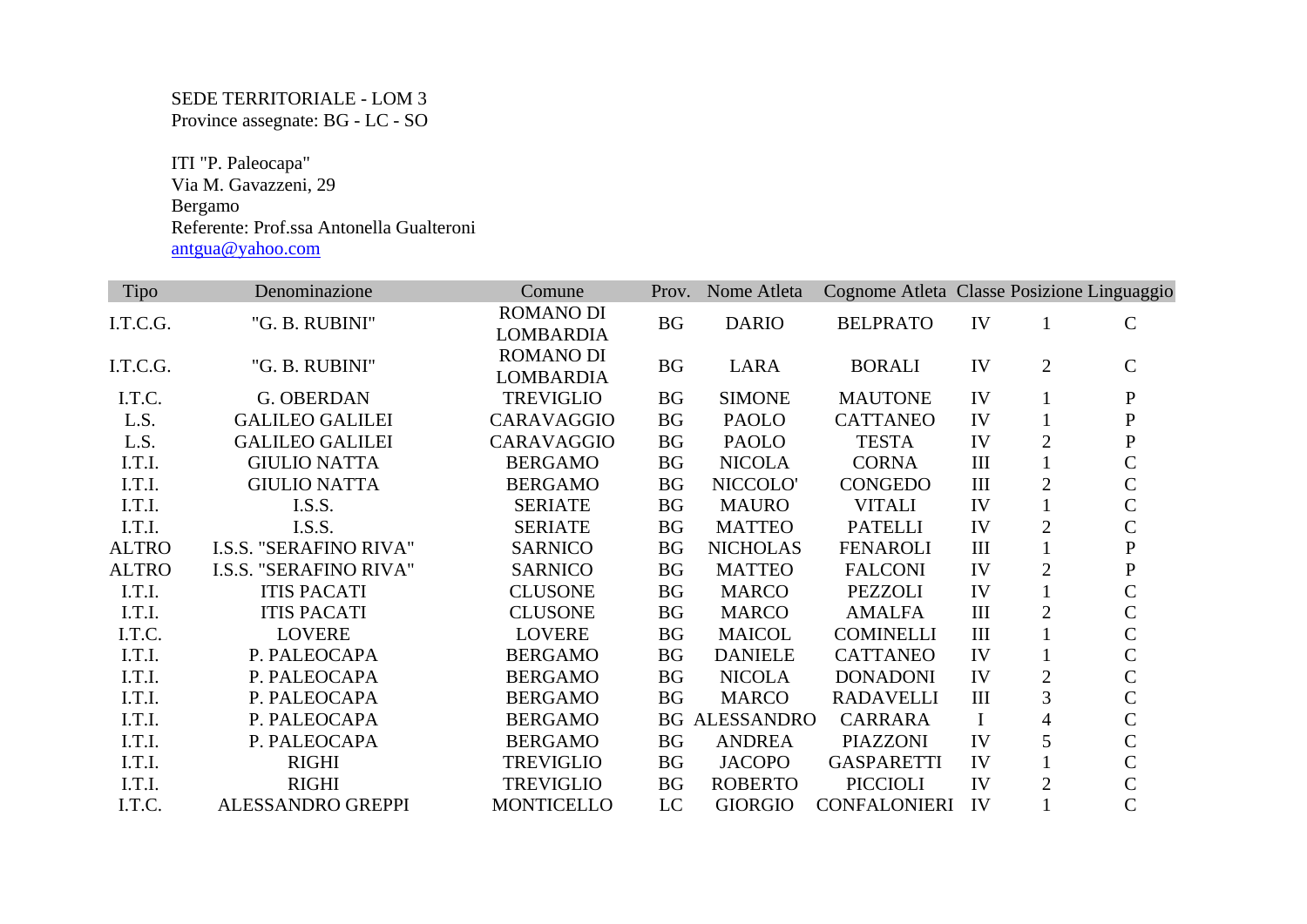SEDE TERRITORIALE - LOM 3
Province assegnate: BG - LC - SO

ITI "P. Paleocapa"
Via M. Gavazzeni, 29
Bergamo
Referente: Prof.ssa Antonella Gualteroni
antgua@yahoo.com

| Tipo | Denominazione | Comune | Prov. | Nome Atleta | Cognome Atleta | Classe | Posizione | Linguaggio |
|---|---|---|---|---|---|---|---|---|
| I.T.C.G. | "G. B. RUBINI" | ROMANO DI LOMBARDIA | BG | DARIO | BELPRATO | IV | 1 | C |
| I.T.C.G. | "G. B. RUBINI" | ROMANO DI LOMBARDIA | BG | LARA | BORALI | IV | 2 | C |
| I.T.C. | G. OBERDAN | TREVIGLIO | BG | SIMONE | MAUTONE | IV | 1 | P |
| L.S. | GALILEO GALILEI | CARAVAGGIO | BG | PAOLO | CATTANEO | IV | 1 | P |
| L.S. | GALILEO GALILEI | CARAVAGGIO | BG | PAOLO | TESTA | IV | 2 | P |
| I.T.I. | GIULIO NATTA | BERGAMO | BG | NICOLA | CORNA | III | 1 | C |
| I.T.I. | GIULIO NATTA | BERGAMO | BG | NICCOLO' | CONGEDO | III | 2 | C |
| I.T.I. | I.S.S. | SERIATE | BG | MAURO | VITALI | IV | 1 | C |
| I.T.I. | I.S.S. | SERIATE | BG | MATTEO | PATELLI | IV | 2 | C |
| ALTRO | I.S.S. "SERAFINO RIVA" | SARNICO | BG | NICHOLAS | FENAROLI | III | 1 | P |
| ALTRO | I.S.S. "SERAFINO RIVA" | SARNICO | BG | MATTEO | FALCONI | IV | 2 | P |
| I.T.I. | ITIS PACATI | CLUSONE | BG | MARCO | PEZZOLI | IV | 1 | C |
| I.T.I. | ITIS PACATI | CLUSONE | BG | MARCO | AMALFA | III | 2 | C |
| I.T.C. | LOVERE | LOVERE | BG | MAICOL | COMINELLI | III | 1 | C |
| I.T.I. | P. PALEOCAPA | BERGAMO | BG | DANIELE | CATTANEO | IV | 1 | C |
| I.T.I. | P. PALEOCAPA | BERGAMO | BG | NICOLA | DONADONI | IV | 2 | C |
| I.T.I. | P. PALEOCAPA | BERGAMO | BG | MARCO | RADAVELLI | III | 3 | C |
| I.T.I. | P. PALEOCAPA | BERGAMO | BG | ALESSANDRO | CARRARA | I | 4 | C |
| I.T.I. | P. PALEOCAPA | BERGAMO | BG | ANDREA | PIAZZONI | IV | 5 | C |
| I.T.I. | RIGHI | TREVIGLIO | BG | JACOPO | GASPARETTI | IV | 1 | C |
| I.T.I. | RIGHI | TREVIGLIO | BG | ROBERTO | PICCIOLI | IV | 2 | C |
| I.T.C. | ALESSANDRO GREPPI | MONTICELLO | LC | GIORGIO | CONFALONIERI | IV | 1 | C |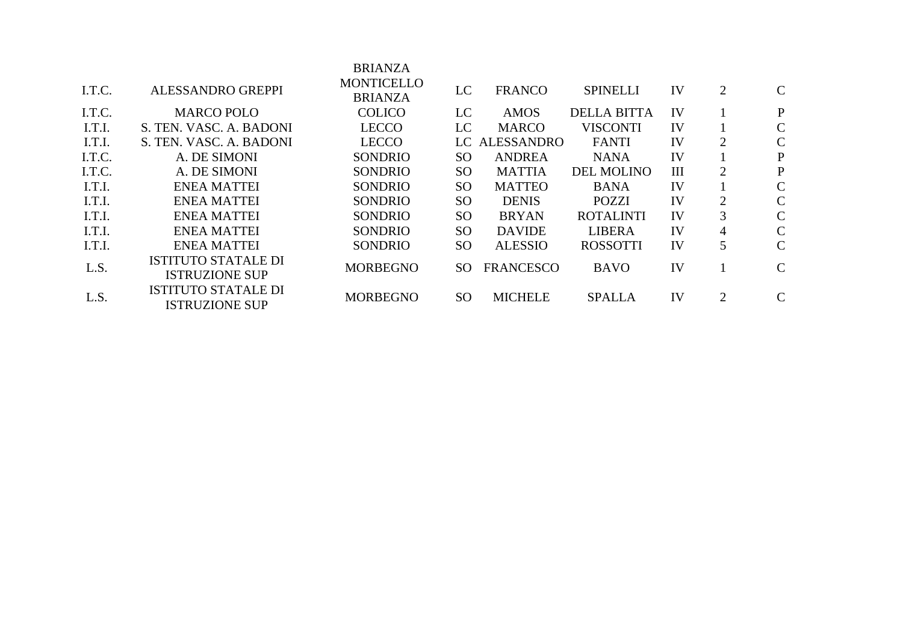| | | | | | | | | |
|---|---|---|---|---|---|---|---|---|
| I.T.C. | ALESSANDRO GREPPI | BRIANZA MONTICELLO BRIANZA | LC | FRANCO | SPINELLI | IV | 2 | C |
| I.T.C. | MARCO POLO | COLICO | LC | AMOS | DELLA BITTA | IV | 1 | P |
| I.T.I. | S. TEN. VASC. A. BADONI | LECCO | LC | MARCO | VISCONTI | IV | 1 | C |
| I.T.I. | S. TEN. VASC. A. BADONI | LECCO | LC | ALESSANDRO | FANTI | IV | 2 | C |
| I.T.C. | A. DE SIMONI | SONDRIO | SO | ANDREA | NANA | IV | 1 | P |
| I.T.C. | A. DE SIMONI | SONDRIO | SO | MATTIA | DEL MOLINO | III | 2 | P |
| I.T.I. | ENEA MATTEI | SONDRIO | SO | MATTEO | BANA | IV | 1 | C |
| I.T.I. | ENEA MATTEI | SONDRIO | SO | DENIS | POZZI | IV | 2 | C |
| I.T.I. | ENEA MATTEI | SONDRIO | SO | BRYAN | ROTALINTI | IV | 3 | C |
| I.T.I. | ENEA MATTEI | SONDRIO | SO | DAVIDE | LIBERA | IV | 4 | C |
| I.T.I. | ENEA MATTEI | SONDRIO | SO | ALESSIO | ROSSOTTI | IV | 5 | C |
| L.S. | ISTITUTO STATALE DI ISTRUZIONE SUP | MORBEGNO | SO | FRANCESCO | BAVO | IV | 1 | C |
| L.S. | ISTITUTO STATALE DI ISTRUZIONE SUP | MORBEGNO | SO | MICHELE | SPALLA | IV | 2 | C |